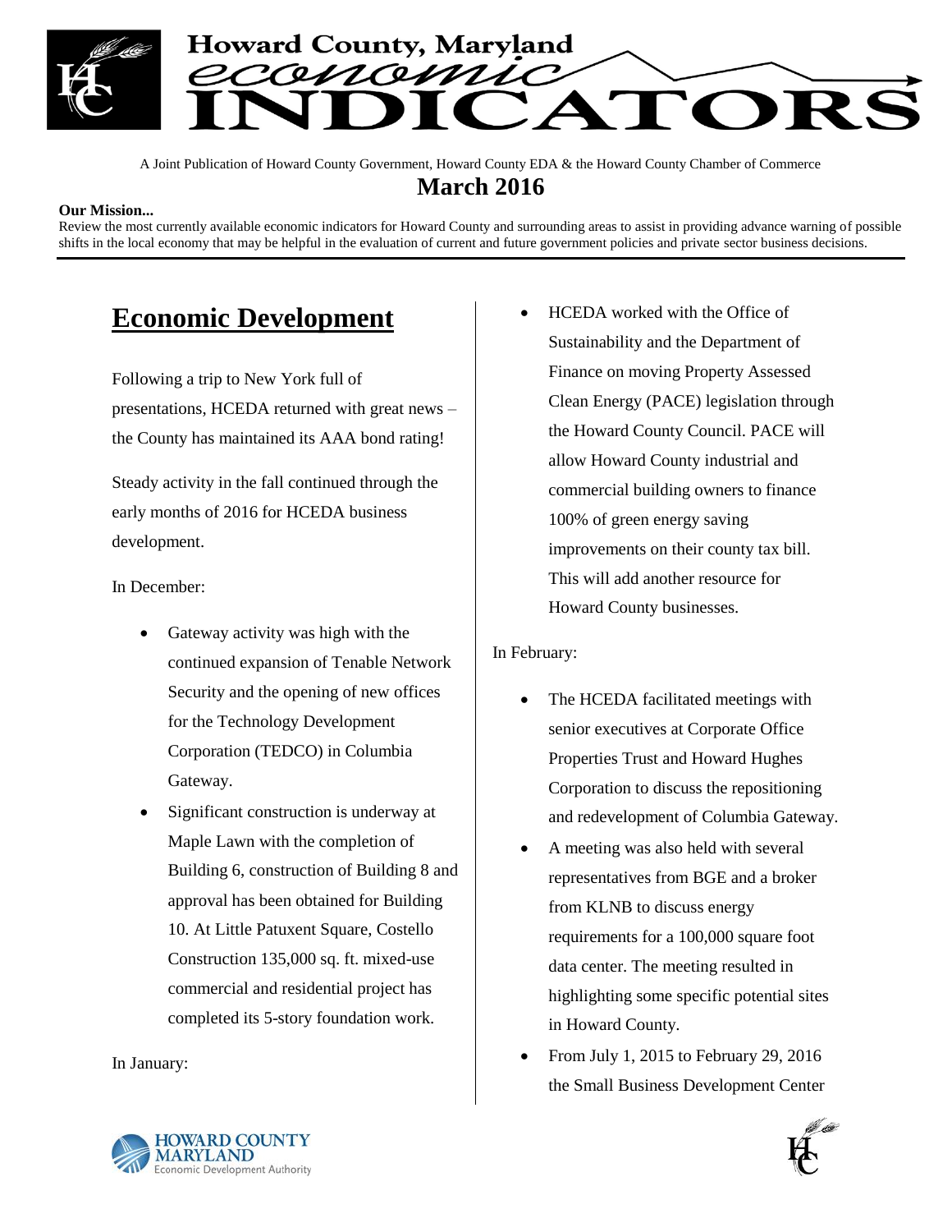# Howard County, Maryland economic INDICATORS

A Joint Publication of Howard County Government, Howard County EDA & the Howard County Chamber of Commerce

## March 2016

**Our Mission...**
Review the most currently available economic indicators for Howard County and surrounding areas to assist in providing advance warning of possible shifts in the local economy that may be helpful in the evaluation of current and future government policies and private sector business decisions.

## Economic Development

Following a trip to New York full of presentations, HCEDA returned with great news – the County has maintained its AAA bond rating!

Steady activity in the fall continued through the early months of 2016 for HCEDA business development.

In December:

- Gateway activity was high with the continued expansion of Tenable Network Security and the opening of new offices for the Technology Development Corporation (TEDCO) in Columbia Gateway.
- Significant construction is underway at Maple Lawn with the completion of Building 6, construction of Building 8 and approval has been obtained for Building 10. At Little Patuxent Square, Costello Construction 135,000 sq. ft. mixed-use commercial and residential project has completed its 5-story foundation work.

In January:

- HCEDA worked with the Office of Sustainability and the Department of Finance on moving Property Assessed Clean Energy (PACE) legislation through the Howard County Council. PACE will allow Howard County industrial and commercial building owners to finance 100% of green energy saving improvements on their county tax bill. This will add another resource for Howard County businesses.

In February:

- The HCEDA facilitated meetings with senior executives at Corporate Office Properties Trust and Howard Hughes Corporation to discuss the repositioning and redevelopment of Columbia Gateway.
- A meeting was also held with several representatives from BGE and a broker from KLNB to discuss energy requirements for a 100,000 square foot data center. The meeting resulted in highlighting some specific potential sites in Howard County.
- From July 1, 2015 to February 29, 2016 the Small Business Development Center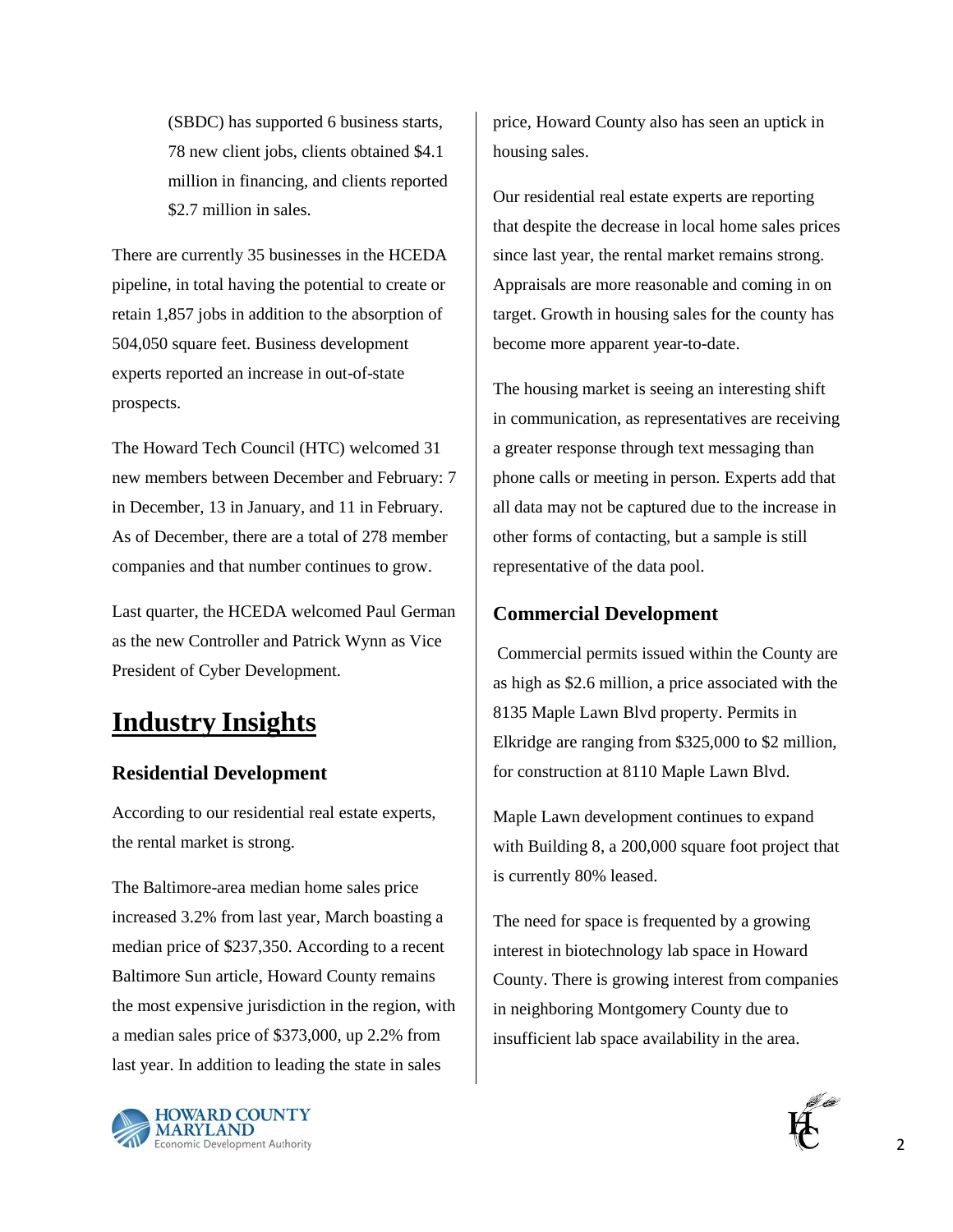(SBDC) has supported 6 business starts, 78 new client jobs, clients obtained $4.1 million in financing, and clients reported $2.7 million in sales.

There are currently 35 businesses in the HCEDA pipeline, in total having the potential to create or retain 1,857 jobs in addition to the absorption of 504,050 square feet. Business development experts reported an increase in out-of-state prospects.

The Howard Tech Council (HTC) welcomed 31 new members between December and February: 7 in December, 13 in January, and 11 in February. As of December, there are a total of 278 member companies and that number continues to grow.

Last quarter, the HCEDA welcomed Paul German as the new Controller and Patrick Wynn as Vice President of Cyber Development.

# Industry Insights

## Residential Development

According to our residential real estate experts, the rental market is strong.

The Baltimore-area median home sales price increased 3.2% from last year, March boasting a median price of $237,350. According to a recent Baltimore Sun article, Howard County remains the most expensive jurisdiction in the region, with a median sales price of $373,000, up 2.2% from last year. In addition to leading the state in sales price, Howard County also has seen an uptick in housing sales.

Our residential real estate experts are reporting that despite the decrease in local home sales prices since last year, the rental market remains strong. Appraisals are more reasonable and coming in on target. Growth in housing sales for the county has become more apparent year-to-date.

The housing market is seeing an interesting shift in communication, as representatives are receiving a greater response through text messaging than phone calls or meeting in person. Experts add that all data may not be captured due to the increase in other forms of contacting, but a sample is still representative of the data pool.

## Commercial Development

Commercial permits issued within the County are as high as $2.6 million, a price associated with the 8135 Maple Lawn Blvd property. Permits in Elkridge are ranging from $325,000 to $2 million, for construction at 8110 Maple Lawn Blvd.

Maple Lawn development continues to expand with Building 8, a 200,000 square foot project that is currently 80% leased.

The need for space is frequented by a growing interest in biotechnology lab space in Howard County. There is growing interest from companies in neighboring Montgomery County due to insufficient lab space availability in the area.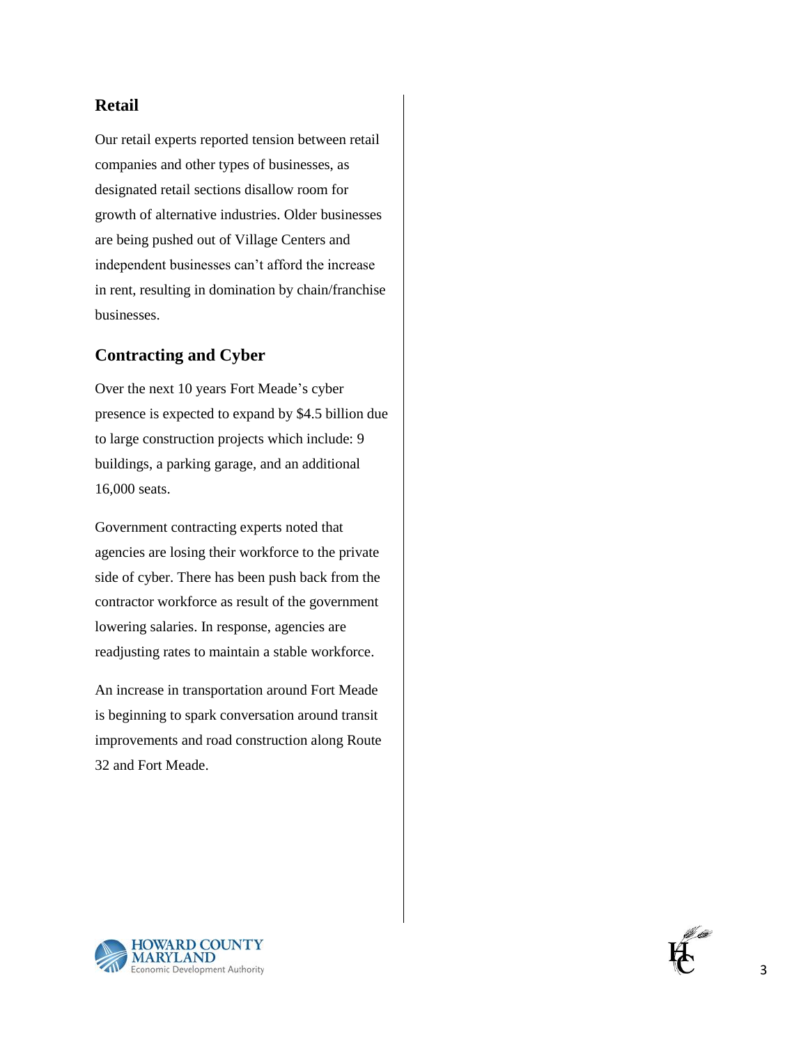## Retail

Our retail experts reported tension between retail companies and other types of businesses, as designated retail sections disallow room for growth of alternative industries. Older businesses are being pushed out of Village Centers and independent businesses can't afford the increase in rent, resulting in domination by chain/franchise businesses.

## Contracting and Cyber

Over the next 10 years Fort Meade's cyber presence is expected to expand by $4.5 billion due to large construction projects which include: 9 buildings, a parking garage, and an additional 16,000 seats.

Government contracting experts noted that agencies are losing their workforce to the private side of cyber. There has been push back from the contractor workforce as result of the government lowering salaries. In response, agencies are readjusting rates to maintain a stable workforce.

An increase in transportation around Fort Meade is beginning to spark conversation around transit improvements and road construction along Route 32 and Fort Meade.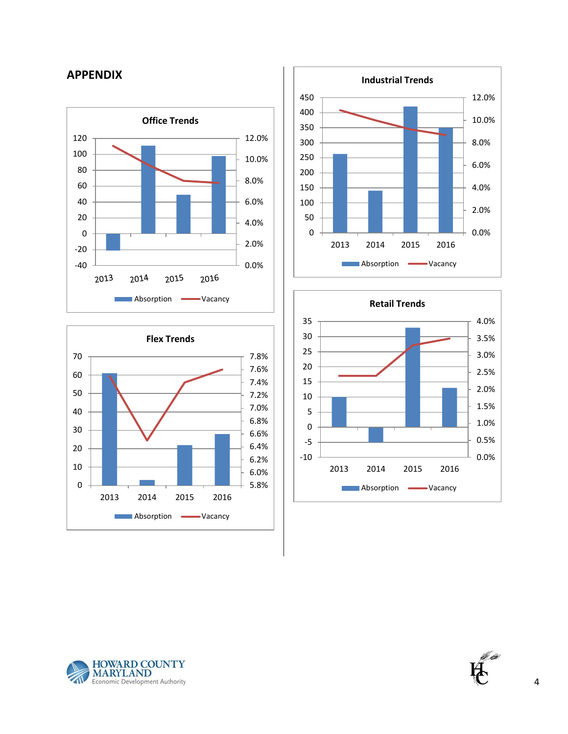## APPENDIX

**Office Trends**

120, 100, 80, 60, 40, 20, 0, -20, -40

12.0%, 10.0%, 8.0%, 6.0%, 4.0%, 2.0%, 0.0%

2013 2014 2015 2016

Absorption Vacancy

**Flex Trends**

70, 60, 50, 40, 30, 20, 10, 0

7.8%, 7.6%, 7.4%, 7.2%, 7.0%, 6.8%, 6.6%, 6.4%, 6.2%, 6.0%, 5.8%

2013 2014 2015 2016

Absorption Vacancy

**Industrial Trends**

450, 400, 350, 300, 250, 200, 150, 100, 50, 0

12.0%, 10.0%, 8.0%, 6.0%, 4.0%, 2.0%, 0.0%

2013 2014 2015 2016

Absorption Vacancy

**Retail Trends**

35, 30, 25, 20, 15, 10, 5, 0, -5, -10

4.0%, 3.5%, 3.0%, 2.5%, 2.0%, 1.5%, 1.0%, 0.5%, 0.0%

2013 2014 2015 2016

Absorption Vacancy

HOWARD COUNTY MARYLAND Economic Development Authority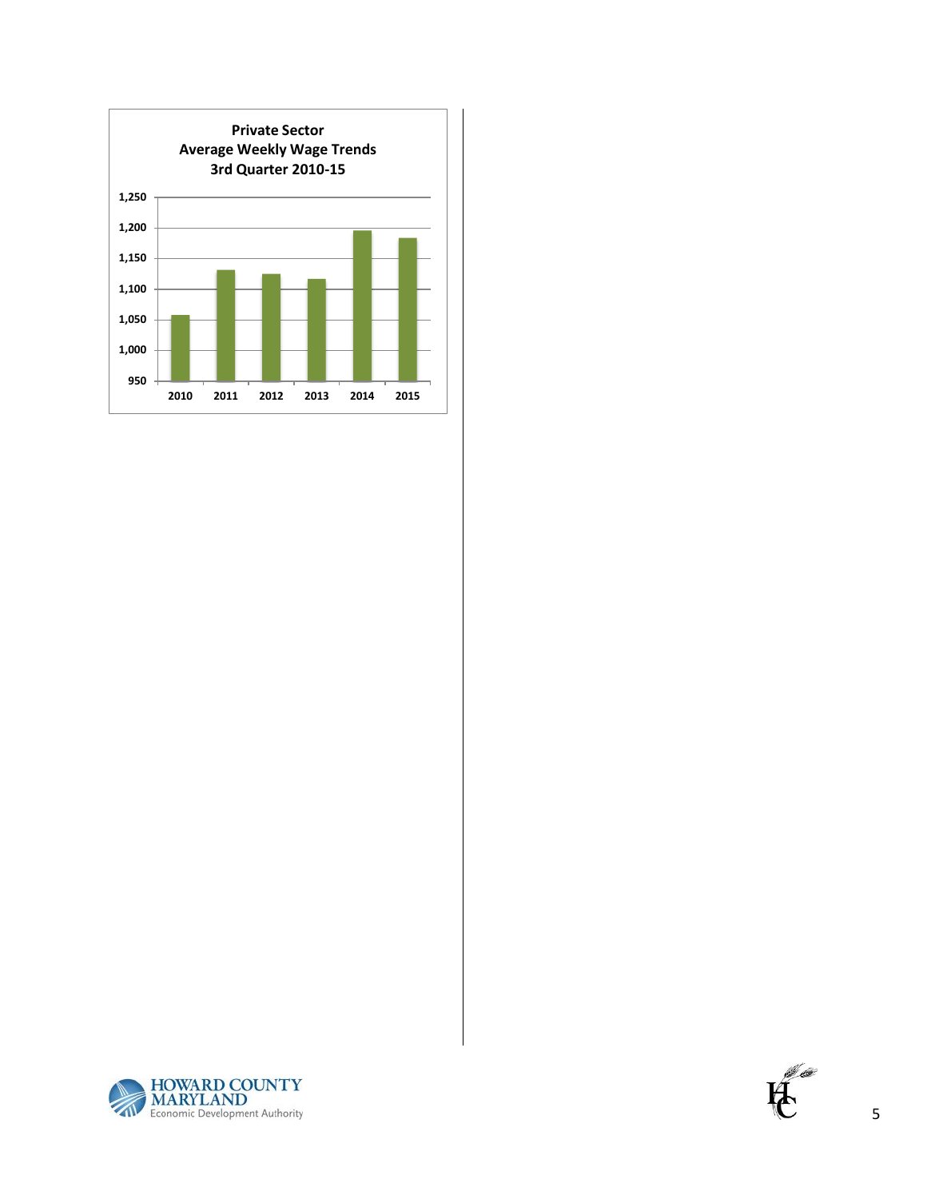**Private Sector**
**Average Weekly Wage Trends**
**3rd Quarter 2010-15**

1,250
1,200
1,150
1,100
1,050
1,000
950

2010 2011 2012 2013 2014 2015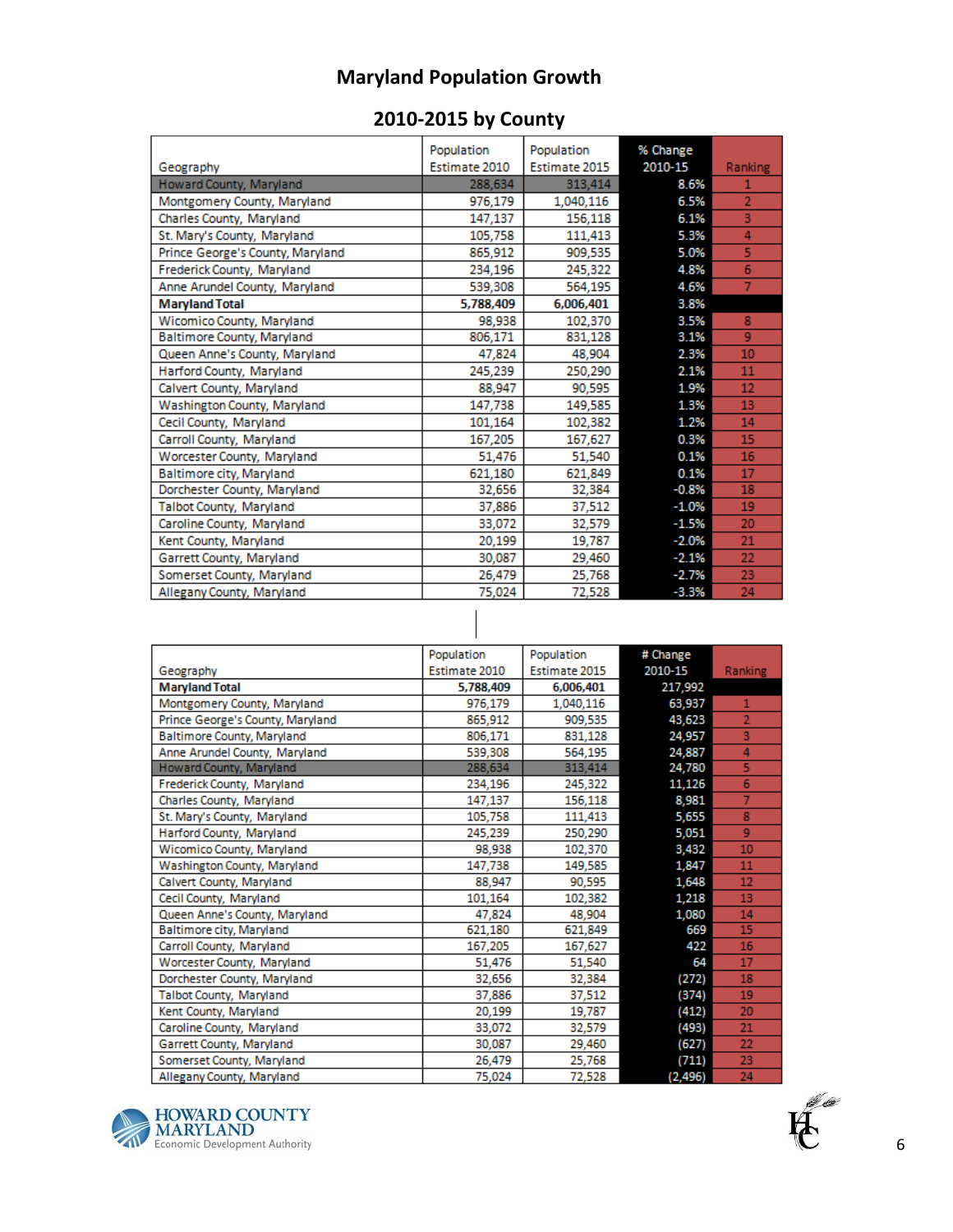# Maryland Population Growth

## 2010-2015 by County

| Geography | Population Estimate 2010 | Population Estimate 2015 | % Change 2010-15 | Ranking |
|---|---|---|---|---|
| Howard County, Maryland | 288,634 | 313,414 | 8.6% | 1 |
| Montgomery County, Maryland | 976,179 | 1,040,116 | 6.5% | 2 |
| Charles County, Maryland | 147,137 | 156,118 | 6.1% | 3 |
| St. Mary's County, Maryland | 105,758 | 111,413 | 5.3% | 4 |
| Prince George's County, Maryland | 865,912 | 909,535 | 5.0% | 5 |
| Frederick County, Maryland | 234,196 | 245,322 | 4.8% | 6 |
| Anne Arundel County, Maryland | 539,308 | 564,195 | 4.6% | 7 |
| **Maryland Total** | **5,788,409** | **6,006,401** | 3.8% | |
| Wicomico County, Maryland | 98,938 | 102,370 | 3.5% | 8 |
| Baltimore County, Maryland | 806,171 | 831,128 | 3.1% | 9 |
| Queen Anne's County, Maryland | 47,824 | 48,904 | 2.3% | 10 |
| Harford County, Maryland | 245,239 | 250,290 | 2.1% | 11 |
| Calvert County, Maryland | 88,947 | 90,595 | 1.9% | 12 |
| Washington County, Maryland | 147,738 | 149,585 | 1.3% | 13 |
| Cecil County, Maryland | 101,164 | 102,382 | 1.2% | 14 |
| Carroll County, Maryland | 167,205 | 167,627 | 0.3% | 15 |
| Worcester County, Maryland | 51,476 | 51,540 | 0.1% | 16 |
| Baltimore city, Maryland | 621,180 | 621,849 | 0.1% | 17 |
| Dorchester County, Maryland | 32,656 | 32,384 | -0.8% | 18 |
| Talbot County, Maryland | 37,886 | 37,512 | -1.0% | 19 |
| Caroline County, Maryland | 33,072 | 32,579 | -1.5% | 20 |
| Kent County, Maryland | 20,199 | 19,787 | -2.0% | 21 |
| Garrett County, Maryland | 30,087 | 29,460 | -2.1% | 22 |
| Somerset County, Maryland | 26,479 | 25,768 | -2.7% | 23 |
| Allegany County, Maryland | 75,024 | 72,528 | -3.3% | 24 |

| Geography | Population Estimate 2010 | Population Estimate 2015 | # Change 2010-15 | Ranking |
|---|---|---|---|---|
| **Maryland Total** | **5,788,409** | **6,006,401** | 217,992 | |
| Montgomery County, Maryland | 976,179 | 1,040,116 | 63,937 | 1 |
| Prince George's County, Maryland | 865,912 | 909,535 | 43,623 | 2 |
| Baltimore County, Maryland | 806,171 | 831,128 | 24,957 | 3 |
| Anne Arundel County, Maryland | 539,308 | 564,195 | 24,887 | 4 |
| Howard County, Maryland | 288,634 | 313,414 | 24,780 | 5 |
| Frederick County, Maryland | 234,196 | 245,322 | 11,126 | 6 |
| Charles County, Maryland | 147,137 | 156,118 | 8,981 | 7 |
| St. Mary's County, Maryland | 105,758 | 111,413 | 5,655 | 8 |
| Harford County, Maryland | 245,239 | 250,290 | 5,051 | 9 |
| Wicomico County, Maryland | 98,938 | 102,370 | 3,432 | 10 |
| Washington County, Maryland | 147,738 | 149,585 | 1,847 | 11 |
| Calvert County, Maryland | 88,947 | 90,595 | 1,648 | 12 |
| Cecil County, Maryland | 101,164 | 102,382 | 1,218 | 13 |
| Queen Anne's County, Maryland | 47,824 | 48,904 | 1,080 | 14 |
| Baltimore city, Maryland | 621,180 | 621,849 | 669 | 15 |
| Carroll County, Maryland | 167,205 | 167,627 | 422 | 16 |
| Worcester County, Maryland | 51,476 | 51,540 | 64 | 17 |
| Dorchester County, Maryland | 32,656 | 32,384 | (272) | 18 |
| Talbot County, Maryland | 37,886 | 37,512 | (374) | 19 |
| Kent County, Maryland | 20,199 | 19,787 | (412) | 20 |
| Caroline County, Maryland | 33,072 | 32,579 | (493) | 21 |
| Garrett County, Maryland | 30,087 | 29,460 | (627) | 22 |
| Somerset County, Maryland | 26,479 | 25,768 | (711) | 23 |
| Allegany County, Maryland | 75,024 | 72,528 | (2,496) | 24 |

HOWARD COUNTY MARYLAND
Economic Development Authority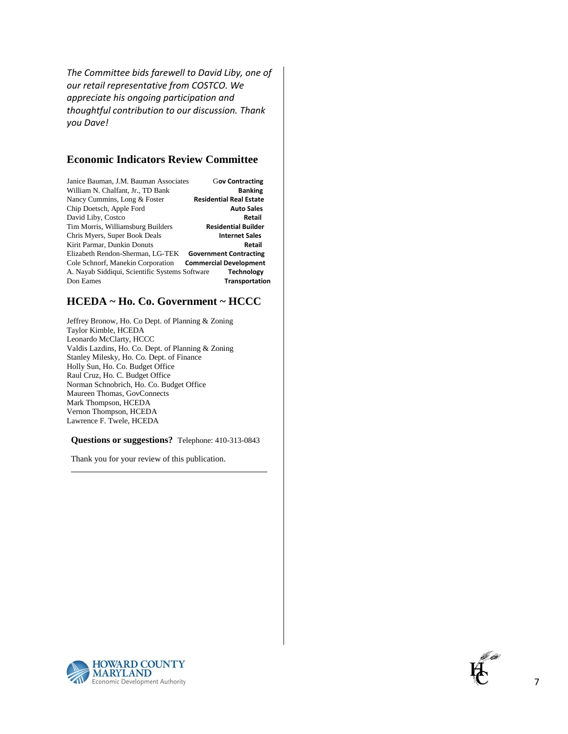*The Committee bids farewell to David Liby, one of our retail representative from COSTCO. We appreciate his ongoing participation and thoughtful contribution to our discussion. Thank you Dave!*

## Economic Indicators Review Committee

| | |
|---|---|
| Janice Bauman, J.M. Bauman Associates | **Gov Contracting** |
| William N. Chalfant, Jr., TD Bank | **Banking** |
| Nancy Cummins, Long & Foster | **Residential Real Estate** |
| Chip Doetsch, Apple Ford | **Auto Sales** |
| David Liby, Costco | **Retail** |
| Tim Morris, Williamsburg Builders | **Residential Builder** |
| Chris Myers, Super Book Deals | **Internet Sales** |
| Kirit Parmar, Dunkin Donuts | **Retail** |
| Elizabeth Rendon-Sherman, LG-TEK | **Government Contracting** |
| Cole Schnorf, Manekin Corporation | **Commercial Development** |
| A. Nayab Siddiqui, Scientific Systems Software | **Technology** |
| Don Eames | **Transportation** |

## HCEDA ~ Ho. Co. Government ~ HCCC

Jeffrey Bronow, Ho. Co Dept. of Planning & Zoning
Taylor Kimble, HCEDA
Leonardo McClarty, HCCC
Valdis Lazdins, Ho. Co. Dept. of Planning & Zoning
Stanley Milesky, Ho. Co. Dept. of Finance
Holly Sun, Ho. Co. Budget Office
Raul Cruz, Ho. C. Budget Office
Norman Schnobrich, Ho. Co. Budget Office
Maureen Thomas, GovConnects
Mark Thompson, HCEDA
Vernon Thompson, HCEDA
Lawrence F. Twele, HCEDA

**Questions or suggestions?** Telephone: 410-313-0843

Thank you for your review of this publication.

HOWARD COUNTY MARYLAND
Economic Development Authority